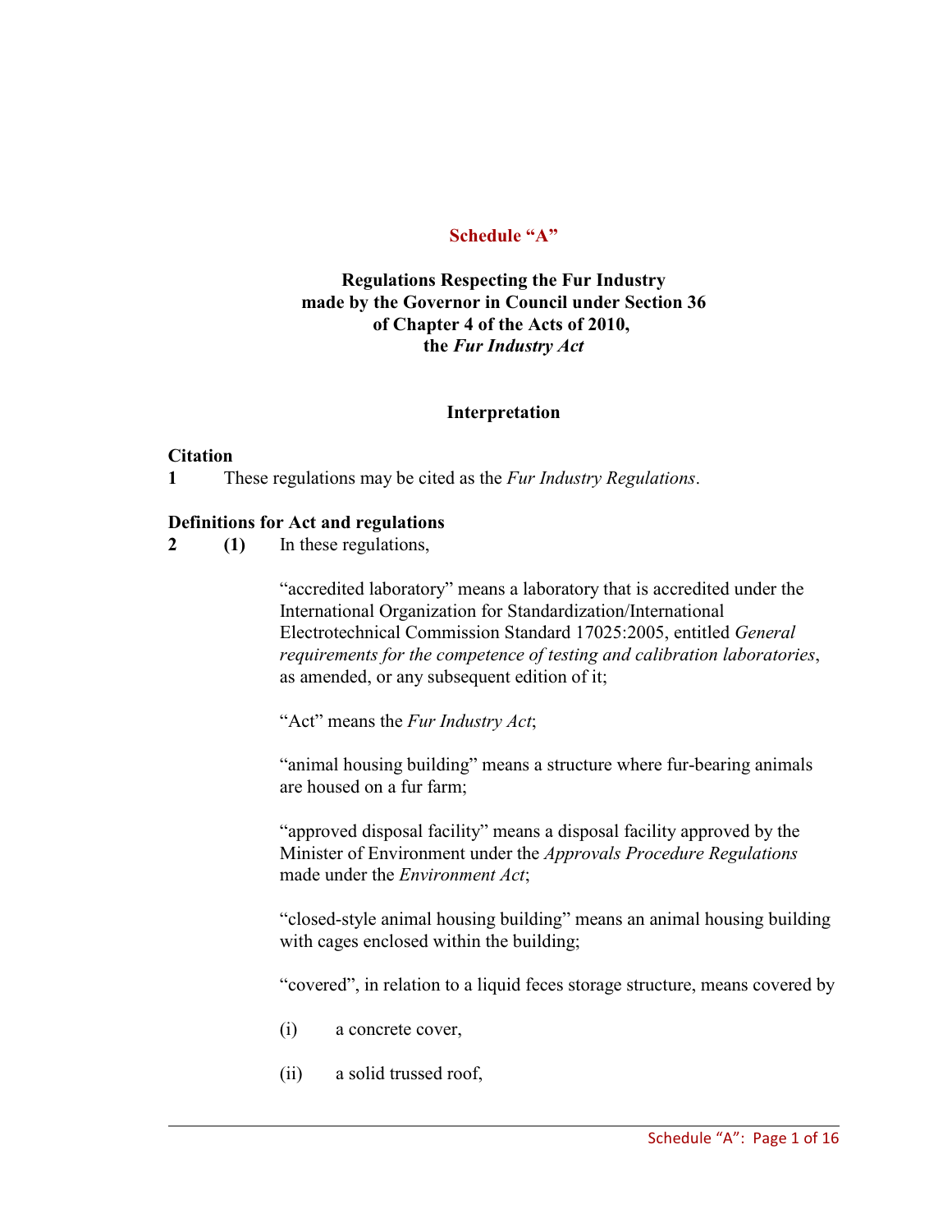# Schedule "A"

## Regulations Respecting the Fur Industry made by the Governor in Council under Section 36 of Chapter 4 of the Acts of 2010, the *Fur Industry Act*

### Interpretation

**Citation**

**1** These regulations may be cited as the *Fur Industry Regulations*.

**Definitions for Act and regulations**

**2** **(1)** In these regulations,

"accredited laboratory" means a laboratory that is accredited under the International Organization for Standardization/International Electrotechnical Commission Standard 17025:2005, entitled *General requirements for the competence of testing and calibration laboratories*, as amended, or any subsequent edition of it;

"Act" means the *Fur Industry Act*;

"animal housing building" means a structure where fur-bearing animals are housed on a fur farm;

"approved disposal facility" means a disposal facility approved by the Minister of Environment under the *Approvals Procedure Regulations* made under the *Environment Act*;

"closed-style animal housing building" means an animal housing building with cages enclosed within the building;

"covered", in relation to a liquid feces storage structure, means covered by

(i) a concrete cover,

(ii) a solid trussed roof,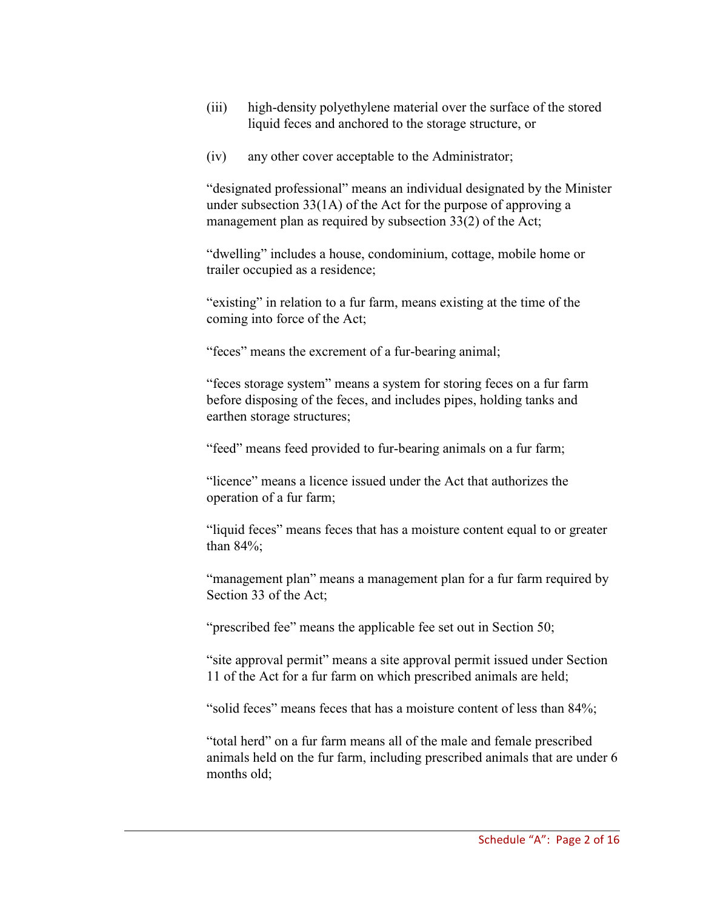(iii) high-density polyethylene material over the surface of the stored liquid feces and anchored to the storage structure, or

(iv) any other cover acceptable to the Administrator;

"designated professional" means an individual designated by the Minister under subsection 33(1A) of the Act for the purpose of approving a management plan as required by subsection 33(2) of the Act;

"dwelling" includes a house, condominium, cottage, mobile home or trailer occupied as a residence;

"existing" in relation to a fur farm, means existing at the time of the coming into force of the Act;

"feces" means the excrement of a fur-bearing animal;

"feces storage system" means a system for storing feces on a fur farm before disposing of the feces, and includes pipes, holding tanks and earthen storage structures;

"feed" means feed provided to fur-bearing animals on a fur farm;

"licence" means a licence issued under the Act that authorizes the operation of a fur farm;

"liquid feces" means feces that has a moisture content equal to or greater than 84%;

"management plan" means a management plan for a fur farm required by Section 33 of the Act;

"prescribed fee" means the applicable fee set out in Section 50;

"site approval permit" means a site approval permit issued under Section 11 of the Act for a fur farm on which prescribed animals are held;

"solid feces" means feces that has a moisture content of less than 84%;

"total herd" on a fur farm means all of the male and female prescribed animals held on the fur farm, including prescribed animals that are under 6 months old;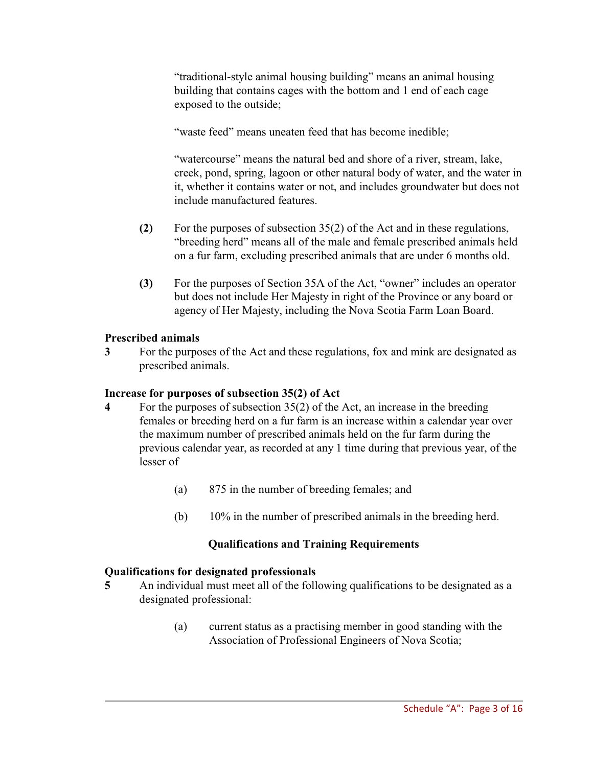"traditional-style animal housing building" means an animal housing building that contains cages with the bottom and 1 end of each cage exposed to the outside;

"waste feed" means uneaten feed that has become inedible;

"watercourse" means the natural bed and shore of a river, stream, lake, creek, pond, spring, lagoon or other natural body of water, and the water in it, whether it contains water or not, and includes groundwater but does not include manufactured features.

**(2)** For the purposes of subsection 35(2) of the Act and in these regulations, "breeding herd" means all of the male and female prescribed animals held on a fur farm, excluding prescribed animals that are under 6 months old.

**(3)** For the purposes of Section 35A of the Act, "owner" includes an operator but does not include Her Majesty in right of the Province or any board or agency of Her Majesty, including the Nova Scotia Farm Loan Board.

**Prescribed animals**

**3** For the purposes of the Act and these regulations, fox and mink are designated as prescribed animals.

**Increase for purposes of subsection 35(2) of Act**

**4** For the purposes of subsection 35(2) of the Act, an increase in the breeding females or breeding herd on a fur farm is an increase within a calendar year over the maximum number of prescribed animals held on the fur farm during the previous calendar year, as recorded at any 1 time during that previous year, of the lesser of

(a) 875 in the number of breeding females; and

(b) 10% in the number of prescribed animals in the breeding herd.

## Qualifications and Training Requirements

**Qualifications for designated professionals**

**5** An individual must meet all of the following qualifications to be designated as a designated professional:

(a) current status as a practising member in good standing with the Association of Professional Engineers of Nova Scotia;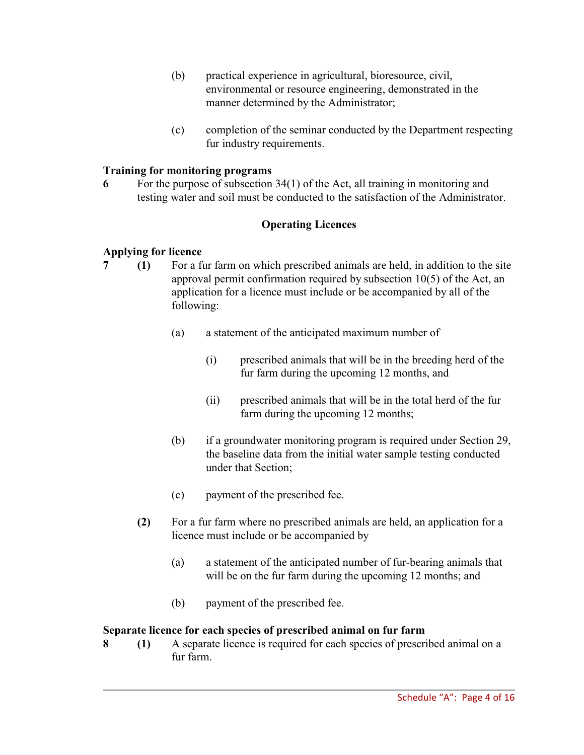(b) practical experience in agricultural, bioresource, civil, environmental or resource engineering, demonstrated in the manner determined by the Administrator;

(c) completion of the seminar conducted by the Department respecting fur industry requirements.

**Training for monitoring programs**

**6** For the purpose of subsection 34(1) of the Act, all training in monitoring and testing water and soil must be conducted to the satisfaction of the Administrator.

## Operating Licences

**Applying for licence**

**7** **(1)** For a fur farm on which prescribed animals are held, in addition to the site approval permit confirmation required by subsection 10(5) of the Act, an application for a licence must include or be accompanied by all of the following:

(a) a statement of the anticipated maximum number of

(i) prescribed animals that will be in the breeding herd of the fur farm during the upcoming 12 months, and

(ii) prescribed animals that will be in the total herd of the fur farm during the upcoming 12 months;

(b) if a groundwater monitoring program is required under Section 29, the baseline data from the initial water sample testing conducted under that Section;

(c) payment of the prescribed fee.

**(2)** For a fur farm where no prescribed animals are held, an application for a licence must include or be accompanied by

(a) a statement of the anticipated number of fur-bearing animals that will be on the fur farm during the upcoming 12 months; and

(b) payment of the prescribed fee.

**Separate licence for each species of prescribed animal on fur farm**

**8** **(1)** A separate licence is required for each species of prescribed animal on a fur farm.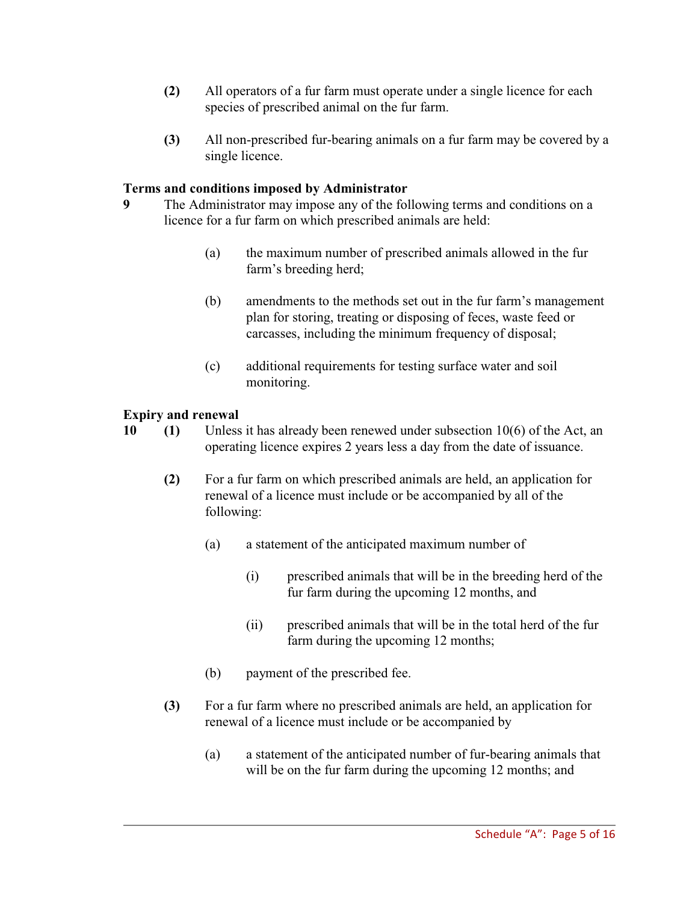**(2)** All operators of a fur farm must operate under a single licence for each species of prescribed animal on the fur farm.

**(3)** All non-prescribed fur-bearing animals on a fur farm may be covered by a single licence.

**Terms and conditions imposed by Administrator**

**9** The Administrator may impose any of the following terms and conditions on a licence for a fur farm on which prescribed animals are held:

(a) the maximum number of prescribed animals allowed in the fur farm's breeding herd;

(b) amendments to the methods set out in the fur farm's management plan for storing, treating or disposing of feces, waste feed or carcasses, including the minimum frequency of disposal;

(c) additional requirements for testing surface water and soil monitoring.

**Expiry and renewal**

**10** **(1)** Unless it has already been renewed under subsection 10(6) of the Act, an operating licence expires 2 years less a day from the date of issuance.

**(2)** For a fur farm on which prescribed animals are held, an application for renewal of a licence must include or be accompanied by all of the following:

(a) a statement of the anticipated maximum number of

(i) prescribed animals that will be in the breeding herd of the fur farm during the upcoming 12 months, and

(ii) prescribed animals that will be in the total herd of the fur farm during the upcoming 12 months;

(b) payment of the prescribed fee.

**(3)** For a fur farm where no prescribed animals are held, an application for renewal of a licence must include or be accompanied by

(a) a statement of the anticipated number of fur-bearing animals that will be on the fur farm during the upcoming 12 months; and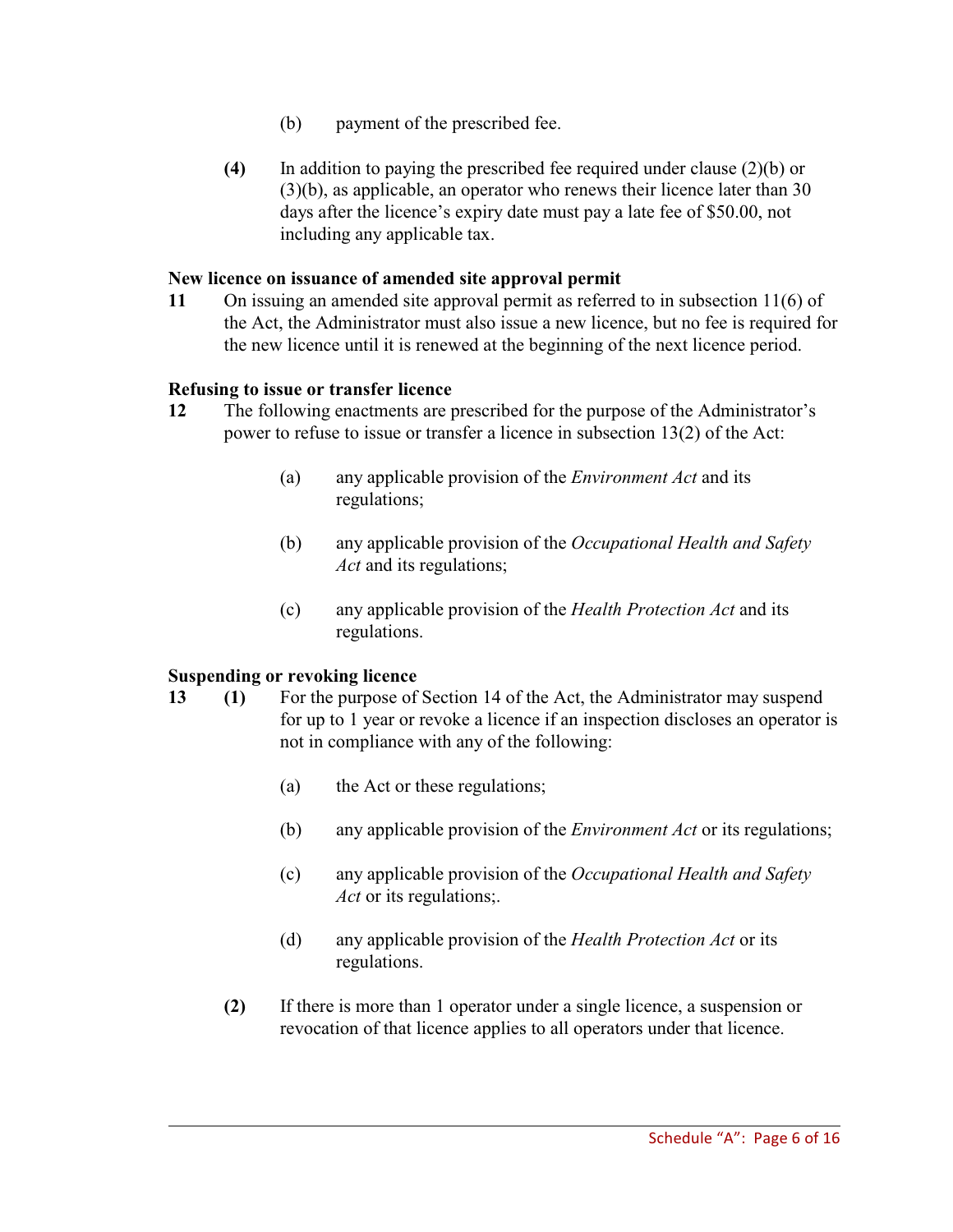(b) payment of the prescribed fee.

**(4)** In addition to paying the prescribed fee required under clause (2)(b) or (3)(b), as applicable, an operator who renews their licence later than 30 days after the licence's expiry date must pay a late fee of $50.00, not including any applicable tax.

**New licence on issuance of amended site approval permit**

**11** On issuing an amended site approval permit as referred to in subsection 11(6) of the Act, the Administrator must also issue a new licence, but no fee is required for the new licence until it is renewed at the beginning of the next licence period.

**Refusing to issue or transfer licence**

**12** The following enactments are prescribed for the purpose of the Administrator's power to refuse to issue or transfer a licence in subsection 13(2) of the Act:

(a) any applicable provision of the *Environment Act* and its regulations;

(b) any applicable provision of the *Occupational Health and Safety Act* and its regulations;

(c) any applicable provision of the *Health Protection Act* and its regulations.

**Suspending or revoking licence**

**13** **(1)** For the purpose of Section 14 of the Act, the Administrator may suspend for up to 1 year or revoke a licence if an inspection discloses an operator is not in compliance with any of the following:

(a) the Act or these regulations;

(b) any applicable provision of the *Environment Act* or its regulations;

(c) any applicable provision of the *Occupational Health and Safety Act* or its regulations;.

(d) any applicable provision of the *Health Protection Act* or its regulations.

**(2)** If there is more than 1 operator under a single licence, a suspension or revocation of that licence applies to all operators under that licence.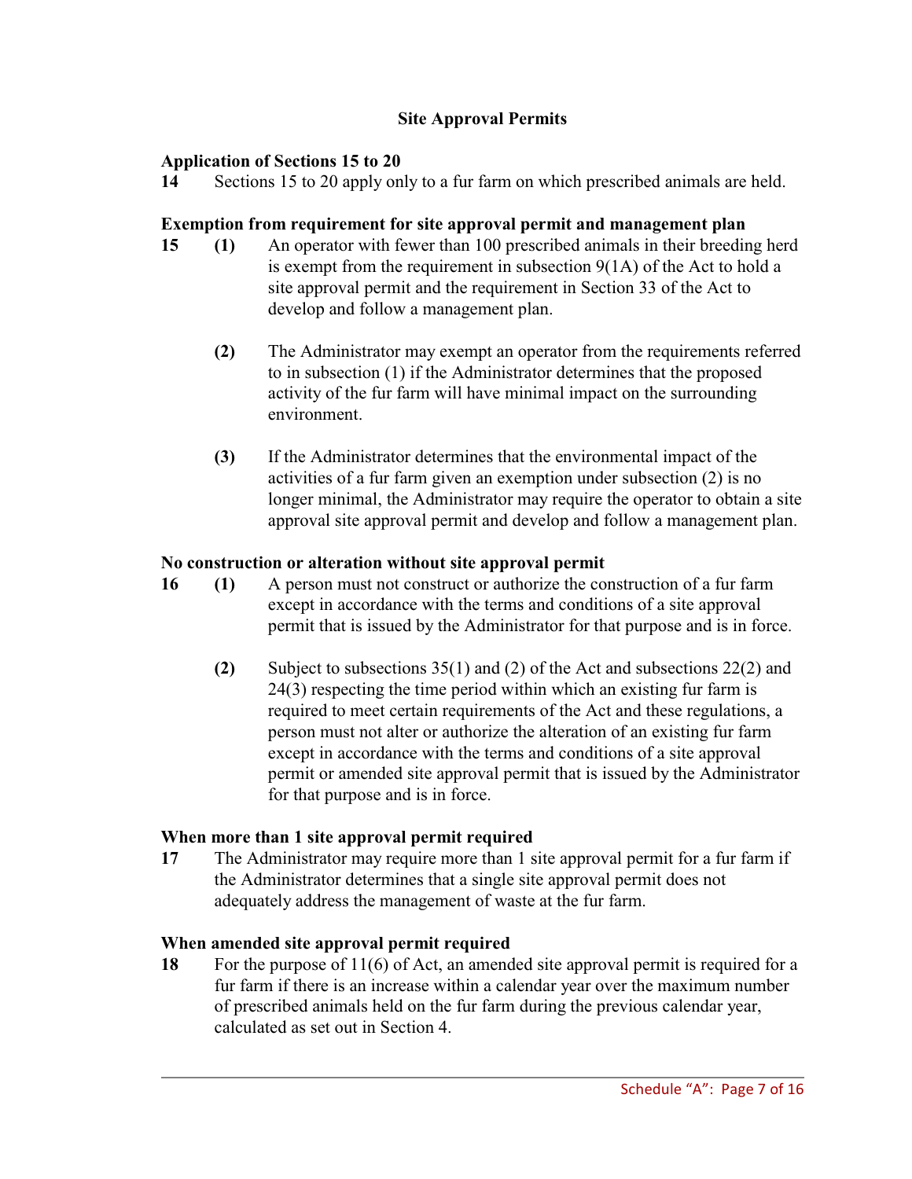## Site Approval Permits

**Application of Sections 15 to 20**

**14** Sections 15 to 20 apply only to a fur farm on which prescribed animals are held.

**Exemption from requirement for site approval permit and management plan**

**15** **(1)** An operator with fewer than 100 prescribed animals in their breeding herd is exempt from the requirement in subsection 9(1A) of the Act to hold a site approval permit and the requirement in Section 33 of the Act to develop and follow a management plan.

**(2)** The Administrator may exempt an operator from the requirements referred to in subsection (1) if the Administrator determines that the proposed activity of the fur farm will have minimal impact on the surrounding environment.

**(3)** If the Administrator determines that the environmental impact of the activities of a fur farm given an exemption under subsection (2) is no longer minimal, the Administrator may require the operator to obtain a site approval site approval permit and develop and follow a management plan.

**No construction or alteration without site approval permit**

**16** **(1)** A person must not construct or authorize the construction of a fur farm except in accordance with the terms and conditions of a site approval permit that is issued by the Administrator for that purpose and is in force.

**(2)** Subject to subsections 35(1) and (2) of the Act and subsections 22(2) and 24(3) respecting the time period within which an existing fur farm is required to meet certain requirements of the Act and these regulations, a person must not alter or authorize the alteration of an existing fur farm except in accordance with the terms and conditions of a site approval permit or amended site approval permit that is issued by the Administrator for that purpose and is in force.

**When more than 1 site approval permit required**

**17** The Administrator may require more than 1 site approval permit for a fur farm if the Administrator determines that a single site approval permit does not adequately address the management of waste at the fur farm.

**When amended site approval permit required**

**18** For the purpose of 11(6) of Act, an amended site approval permit is required for a fur farm if there is an increase within a calendar year over the maximum number of prescribed animals held on the fur farm during the previous calendar year, calculated as set out in Section 4.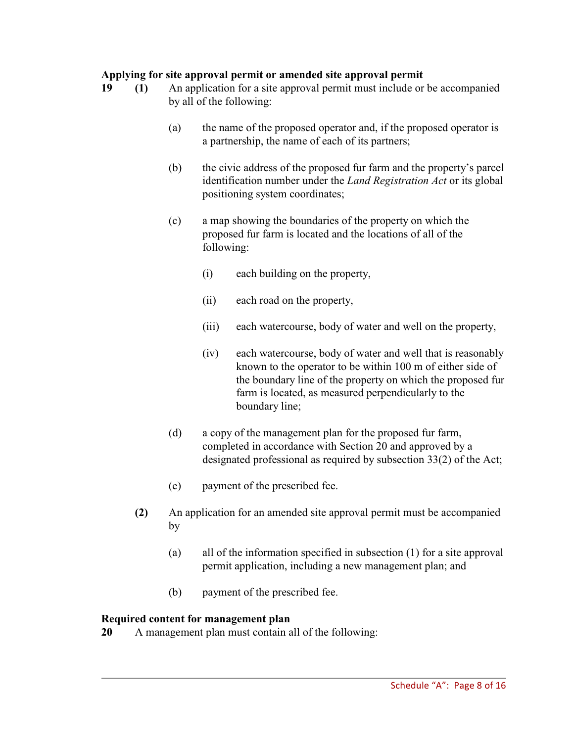**Applying for site approval permit or amended site approval permit**

**19** **(1)** An application for a site approval permit must include or be accompanied by all of the following:

(a) the name of the proposed operator and, if the proposed operator is a partnership, the name of each of its partners;

(b) the civic address of the proposed fur farm and the property's parcel identification number under the *Land Registration Act* or its global positioning system coordinates;

(c) a map showing the boundaries of the property on which the proposed fur farm is located and the locations of all of the following:

(i) each building on the property,

(ii) each road on the property,

(iii) each watercourse, body of water and well on the property,

(iv) each watercourse, body of water and well that is reasonably known to the operator to be within 100 m of either side of the boundary line of the property on which the proposed fur farm is located, as measured perpendicularly to the boundary line;

(d) a copy of the management plan for the proposed fur farm, completed in accordance with Section 20 and approved by a designated professional as required by subsection 33(2) of the Act;

(e) payment of the prescribed fee.

**(2)** An application for an amended site approval permit must be accompanied by

(a) all of the information specified in subsection (1) for a site approval permit application, including a new management plan; and

(b) payment of the prescribed fee.

**Required content for management plan**

**20** A management plan must contain all of the following: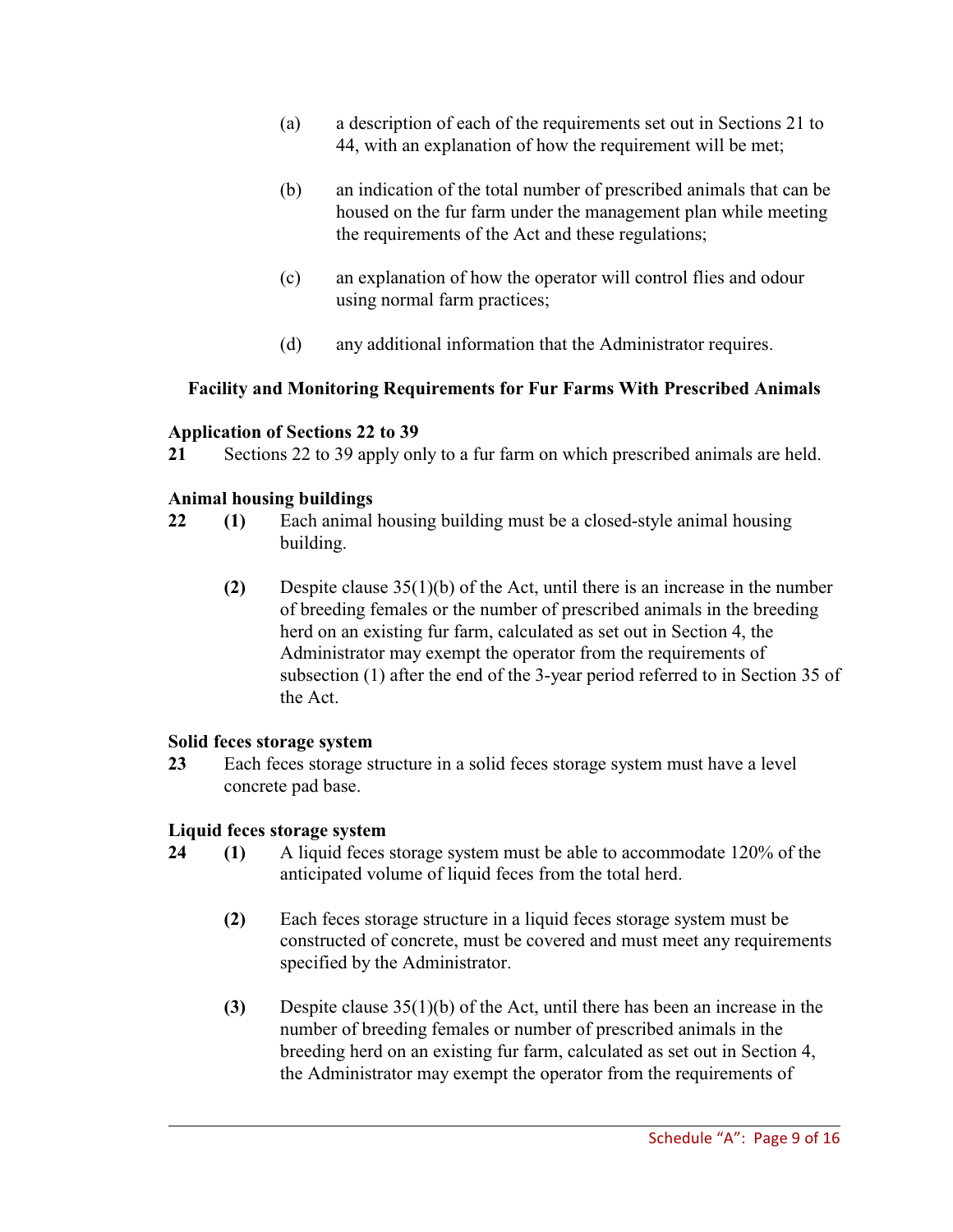(a) a description of each of the requirements set out in Sections 21 to 44, with an explanation of how the requirement will be met;

(b) an indication of the total number of prescribed animals that can be housed on the fur farm under the management plan while meeting the requirements of the Act and these regulations;

(c) an explanation of how the operator will control flies and odour using normal farm practices;

(d) any additional information that the Administrator requires.

## Facility and Monitoring Requirements for Fur Farms With Prescribed Animals

**Application of Sections 22 to 39**

**21** Sections 22 to 39 apply only to a fur farm on which prescribed animals are held.

**Animal housing buildings**

**22** **(1)** Each animal housing building must be a closed-style animal housing building.

**(2)** Despite clause 35(1)(b) of the Act, until there is an increase in the number of breeding females or the number of prescribed animals in the breeding herd on an existing fur farm, calculated as set out in Section 4, the Administrator may exempt the operator from the requirements of subsection (1) after the end of the 3-year period referred to in Section 35 of the Act.

**Solid feces storage system**

**23** Each feces storage structure in a solid feces storage system must have a level concrete pad base.

**Liquid feces storage system**

**24** **(1)** A liquid feces storage system must be able to accommodate 120% of the anticipated volume of liquid feces from the total herd.

**(2)** Each feces storage structure in a liquid feces storage system must be constructed of concrete, must be covered and must meet any requirements specified by the Administrator.

**(3)** Despite clause 35(1)(b) of the Act, until there has been an increase in the number of breeding females or number of prescribed animals in the breeding herd on an existing fur farm, calculated as set out in Section 4, the Administrator may exempt the operator from the requirements of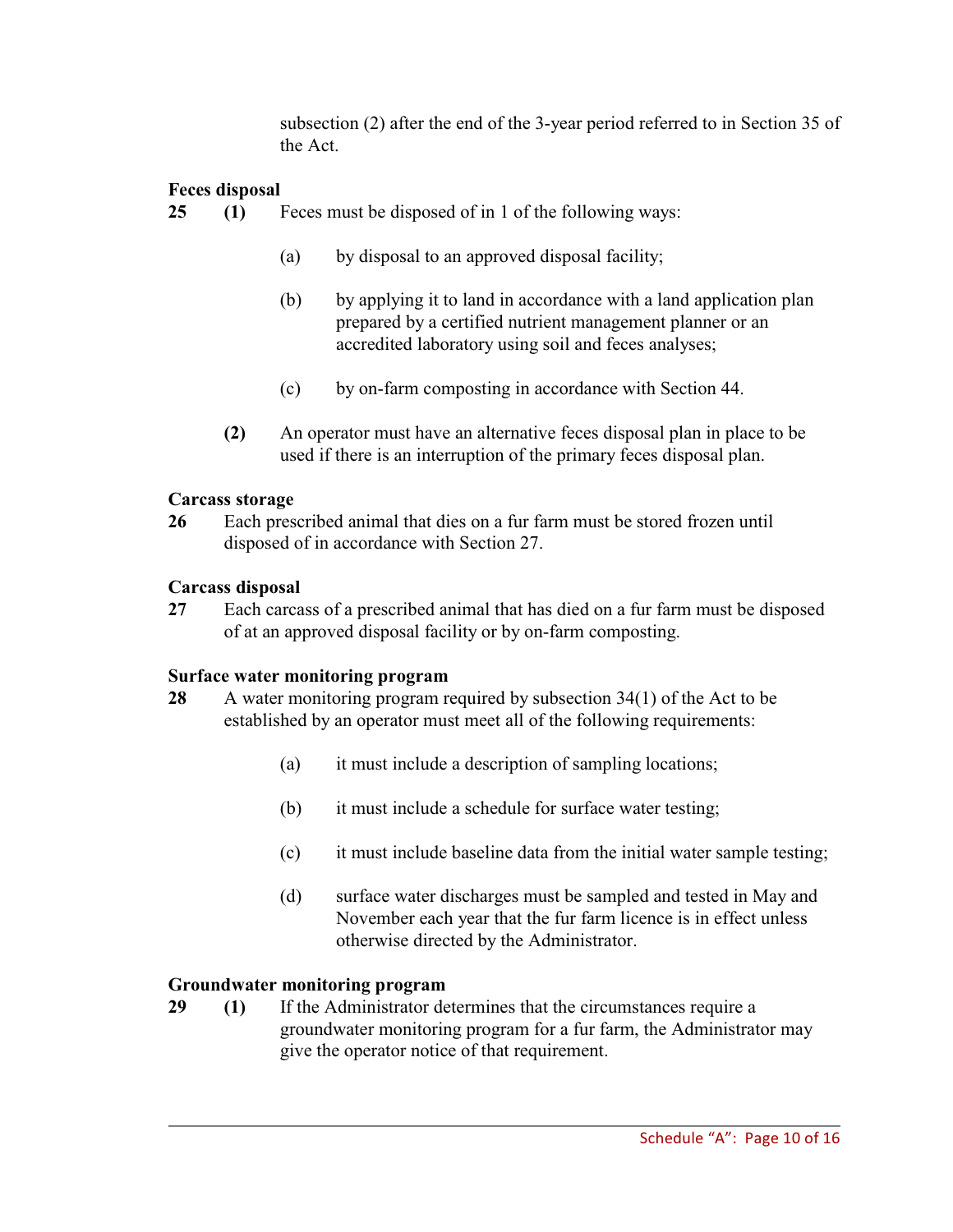subsection (2) after the end of the 3-year period referred to in Section 35 of the Act.

**Feces disposal**

**25** **(1)** Feces must be disposed of in 1 of the following ways:

(a) by disposal to an approved disposal facility;

(b) by applying it to land in accordance with a land application plan prepared by a certified nutrient management planner or an accredited laboratory using soil and feces analyses;

(c) by on-farm composting in accordance with Section 44.

**(2)** An operator must have an alternative feces disposal plan in place to be used if there is an interruption of the primary feces disposal plan.

**Carcass storage**

**26** Each prescribed animal that dies on a fur farm must be stored frozen until disposed of in accordance with Section 27.

**Carcass disposal**

**27** Each carcass of a prescribed animal that has died on a fur farm must be disposed of at an approved disposal facility or by on-farm composting.

**Surface water monitoring program**

**28** A water monitoring program required by subsection 34(1) of the Act to be established by an operator must meet all of the following requirements:

(a) it must include a description of sampling locations;

(b) it must include a schedule for surface water testing;

(c) it must include baseline data from the initial water sample testing;

(d) surface water discharges must be sampled and tested in May and November each year that the fur farm licence is in effect unless otherwise directed by the Administrator.

**Groundwater monitoring program**

**29** **(1)** If the Administrator determines that the circumstances require a groundwater monitoring program for a fur farm, the Administrator may give the operator notice of that requirement.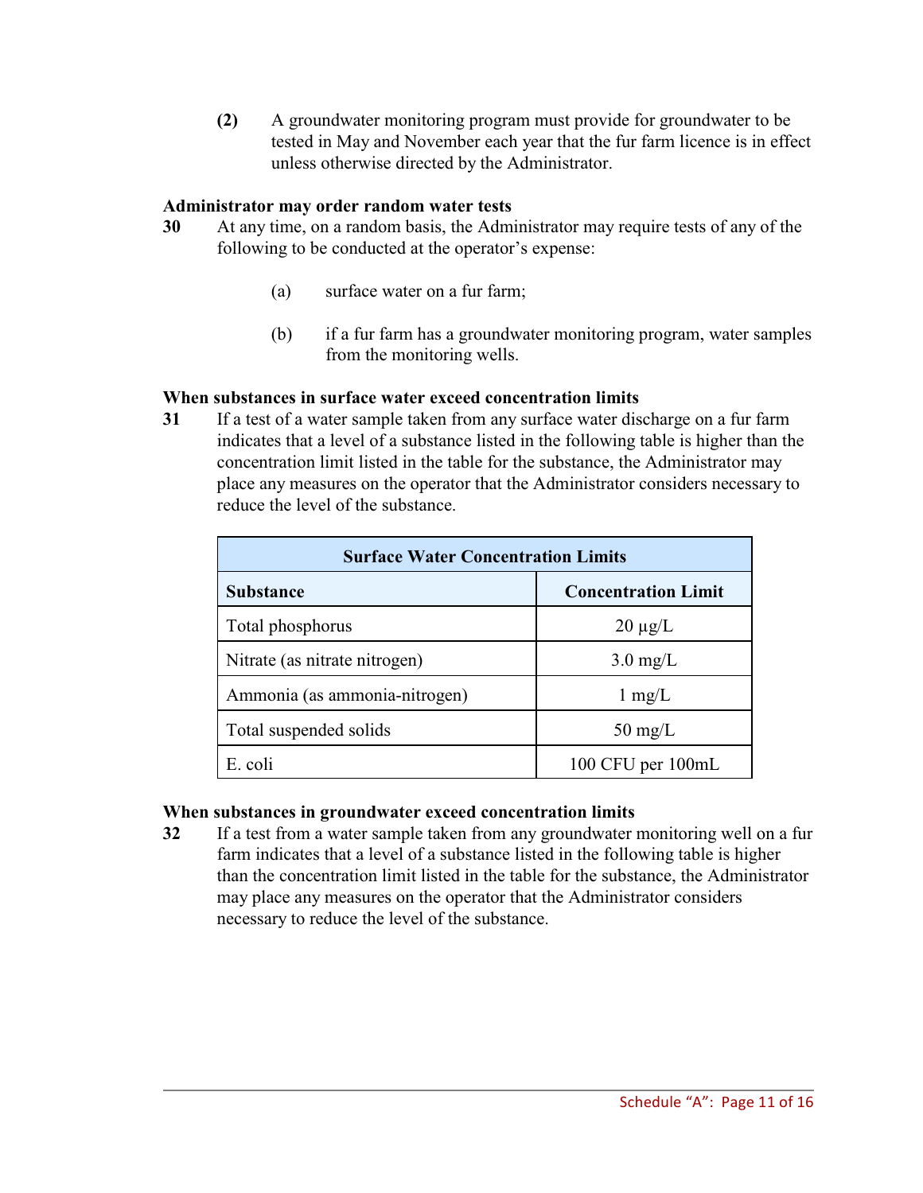**(2)** A groundwater monitoring program must provide for groundwater to be tested in May and November each year that the fur farm licence is in effect unless otherwise directed by the Administrator.

**Administrator may order random water tests**

**30** At any time, on a random basis, the Administrator may require tests of any of the following to be conducted at the operator's expense:

(a) surface water on a fur farm;

(b) if a fur farm has a groundwater monitoring program, water samples from the monitoring wells.

**When substances in surface water exceed concentration limits**

**31** If a test of a water sample taken from any surface water discharge on a fur farm indicates that a level of a substance listed in the following table is higher than the concentration limit listed in the table for the substance, the Administrator may place any measures on the operator that the Administrator considers necessary to reduce the level of the substance.

| Surface Water Concentration Limits | |
|---|---|
| **Substance** | **Concentration Limit** |
| Total phosphorus | 20 µg/L |
| Nitrate (as nitrate nitrogen) | 3.0 mg/L |
| Ammonia (as ammonia-nitrogen) | 1 mg/L |
| Total suspended solids | 50 mg/L |
| E. coli | 100 CFU per 100mL |

**When substances in groundwater exceed concentration limits**

**32** If a test from a water sample taken from any groundwater monitoring well on a fur farm indicates that a level of a substance listed in the following table is higher than the concentration limit listed in the table for the substance, the Administrator may place any measures on the operator that the Administrator considers necessary to reduce the level of the substance.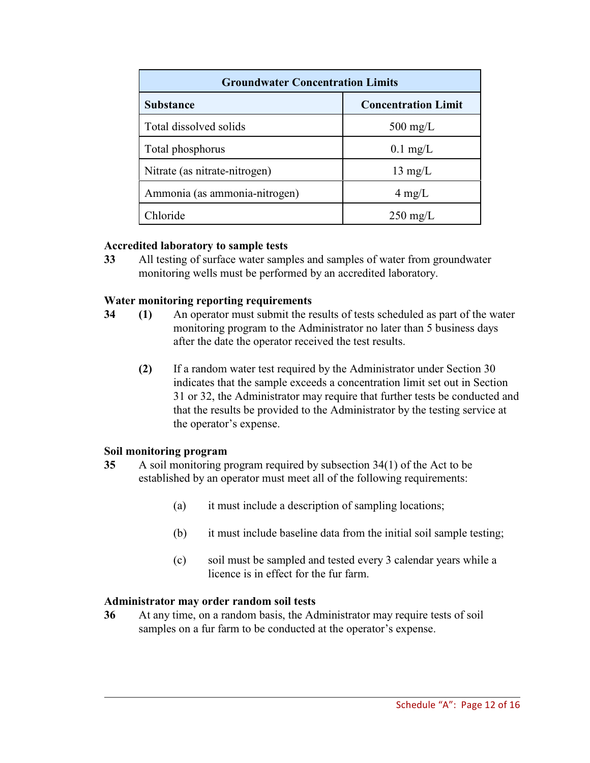| Groundwater Concentration Limits | |
|---|---|
| **Substance** | **Concentration Limit** |
| Total dissolved solids | 500 mg/L |
| Total phosphorus | 0.1 mg/L |
| Nitrate (as nitrate-nitrogen) | 13 mg/L |
| Ammonia (as ammonia-nitrogen) | 4 mg/L |
| Chloride | 250 mg/L |

**Accredited laboratory to sample tests**

**33** All testing of surface water samples and samples of water from groundwater monitoring wells must be performed by an accredited laboratory.

**Water monitoring reporting requirements**

**34** **(1)** An operator must submit the results of tests scheduled as part of the water monitoring program to the Administrator no later than 5 business days after the date the operator received the test results.

**(2)** If a random water test required by the Administrator under Section 30 indicates that the sample exceeds a concentration limit set out in Section 31 or 32, the Administrator may require that further tests be conducted and that the results be provided to the Administrator by the testing service at the operator's expense.

**Soil monitoring program**

**35** A soil monitoring program required by subsection 34(1) of the Act to be established by an operator must meet all of the following requirements:

(a) it must include a description of sampling locations;

(b) it must include baseline data from the initial soil sample testing;

(c) soil must be sampled and tested every 3 calendar years while a licence is in effect for the fur farm.

**Administrator may order random soil tests**

**36** At any time, on a random basis, the Administrator may require tests of soil samples on a fur farm to be conducted at the operator's expense.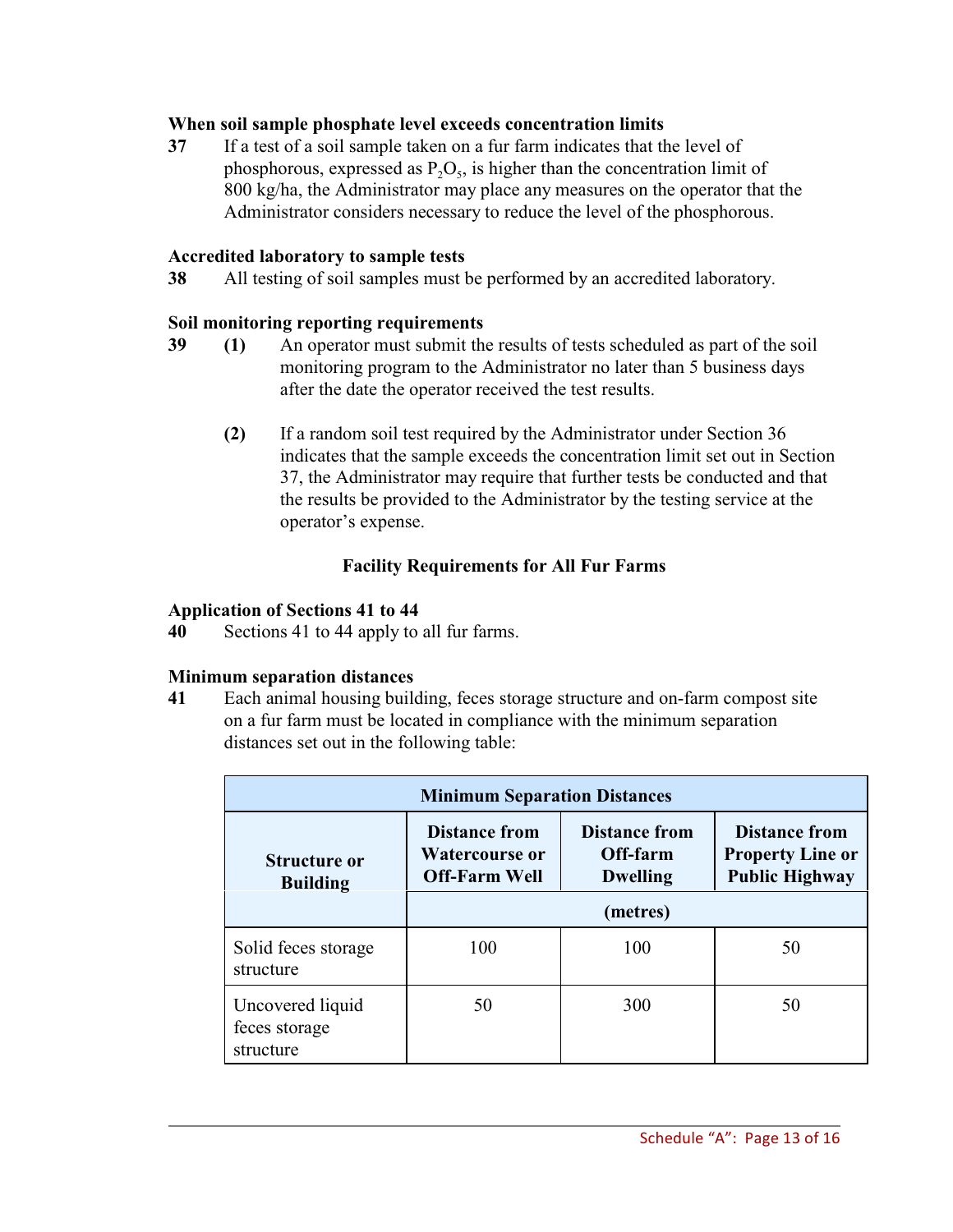**When soil sample phosphate level exceeds concentration limits**

**37** If a test of a soil sample taken on a fur farm indicates that the level of phosphorous, expressed as $P_2O_5$, is higher than the concentration limit of 800 kg/ha, the Administrator may place any measures on the operator that the Administrator considers necessary to reduce the level of the phosphorous.

**Accredited laboratory to sample tests**

**38** All testing of soil samples must be performed by an accredited laboratory.

**Soil monitoring reporting requirements**

**39** **(1)** An operator must submit the results of tests scheduled as part of the soil monitoring program to the Administrator no later than 5 business days after the date the operator received the test results.

**(2)** If a random soil test required by the Administrator under Section 36 indicates that the sample exceeds the concentration limit set out in Section 37, the Administrator may require that further tests be conducted and that the results be provided to the Administrator by the testing service at the operator's expense.

## Facility Requirements for All Fur Farms

**Application of Sections 41 to 44**

**40** Sections 41 to 44 apply to all fur farms.

**Minimum separation distances**

**41** Each animal housing building, feces storage structure and on-farm compost site on a fur farm must be located in compliance with the minimum separation distances set out in the following table:

| Minimum Separation Distances | | | |
|---|---|---|---|
| **Structure or Building** | **Distance from Watercourse or Off-Farm Well** | **Distance from Off-farm Dwelling** | **Distance from Property Line or Public Highway** |
| | **(metres)** | | |
| Solid feces storage structure | 100 | 100 | 50 |
| Uncovered liquid feces storage structure | 50 | 300 | 50 |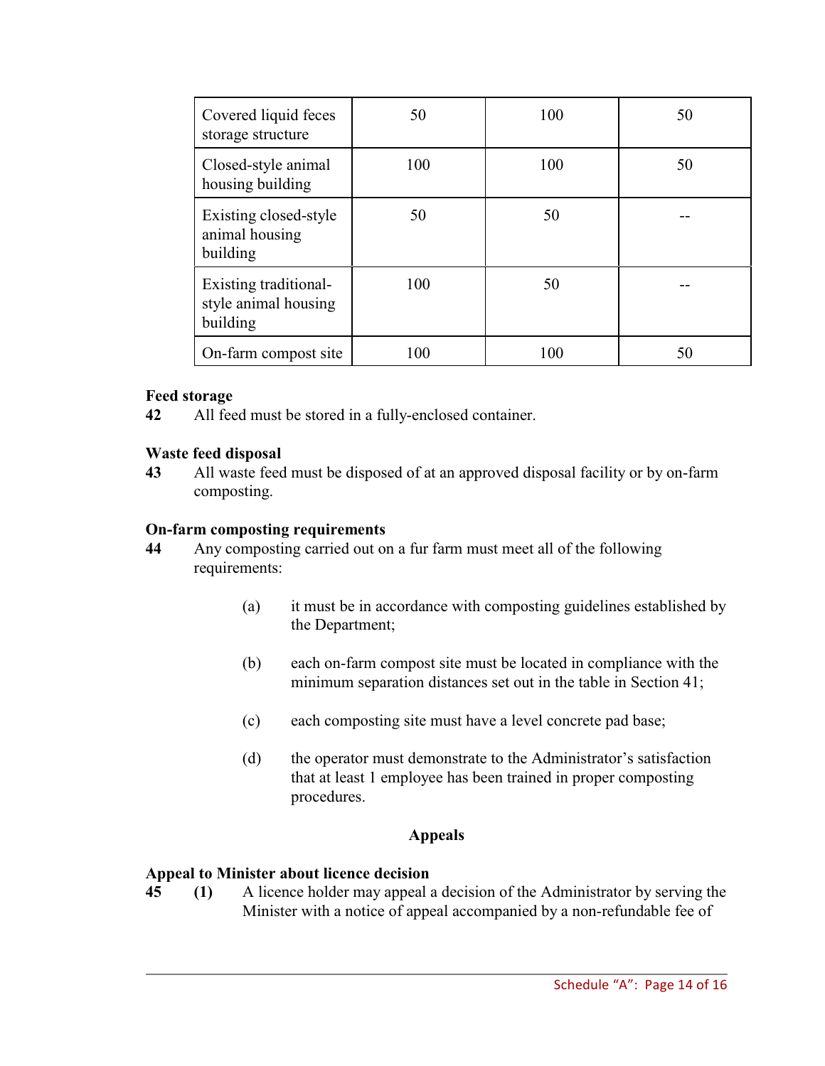| | | | |
|---|---|---|---|
| Covered liquid feces storage structure | 50 | 100 | 50 |
| Closed-style animal housing building | 100 | 100 | 50 |
| Existing closed-style animal housing building | 50 | 50 | -- |
| Existing traditional-style animal housing building | 100 | 50 | -- |
| On-farm compost site | 100 | 100 | 50 |

**Feed storage**

**42** All feed must be stored in a fully-enclosed container.

**Waste feed disposal**

**43** All waste feed must be disposed of at an approved disposal facility or by on-farm composting.

**On-farm composting requirements**

**44** Any composting carried out on a fur farm must meet all of the following requirements:

(a) it must be in accordance with composting guidelines established by the Department;

(b) each on-farm compost site must be located in compliance with the minimum separation distances set out in the table in Section 41;

(c) each composting site must have a level concrete pad base;

(d) the operator must demonstrate to the Administrator's satisfaction that at least 1 employee has been trained in proper composting procedures.

## Appeals

**Appeal to Minister about licence decision**

**45** **(1)** A licence holder may appeal a decision of the Administrator by serving the Minister with a notice of appeal accompanied by a non-refundable fee of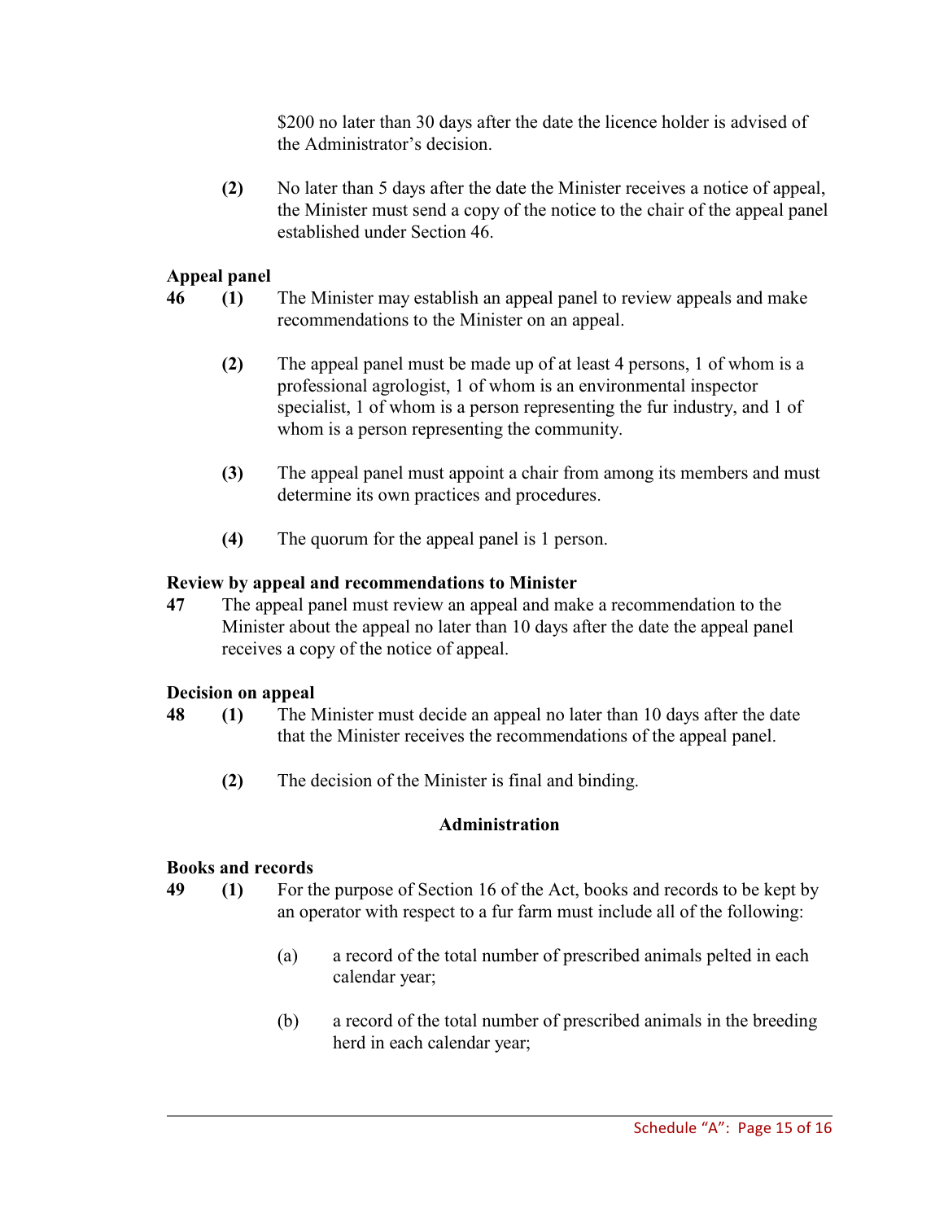$200 no later than 30 days after the date the licence holder is advised of the Administrator's decision.

**(2)** No later than 5 days after the date the Minister receives a notice of appeal, the Minister must send a copy of the notice to the chair of the appeal panel established under Section 46.

**Appeal panel**

**46** **(1)** The Minister may establish an appeal panel to review appeals and make recommendations to the Minister on an appeal.

**(2)** The appeal panel must be made up of at least 4 persons, 1 of whom is a professional agrologist, 1 of whom is an environmental inspector specialist, 1 of whom is a person representing the fur industry, and 1 of whom is a person representing the community.

**(3)** The appeal panel must appoint a chair from among its members and must determine its own practices and procedures.

**(4)** The quorum for the appeal panel is 1 person.

**Review by appeal and recommendations to Minister**

**47** The appeal panel must review an appeal and make a recommendation to the Minister about the appeal no later than 10 days after the date the appeal panel receives a copy of the notice of appeal.

**Decision on appeal**

**48** **(1)** The Minister must decide an appeal no later than 10 days after the date that the Minister receives the recommendations of the appeal panel.

**(2)** The decision of the Minister is final and binding.

**Administration**

**Books and records**

**49** **(1)** For the purpose of Section 16 of the Act, books and records to be kept by an operator with respect to a fur farm must include all of the following:

(a) a record of the total number of prescribed animals pelted in each calendar year;

(b) a record of the total number of prescribed animals in the breeding herd in each calendar year;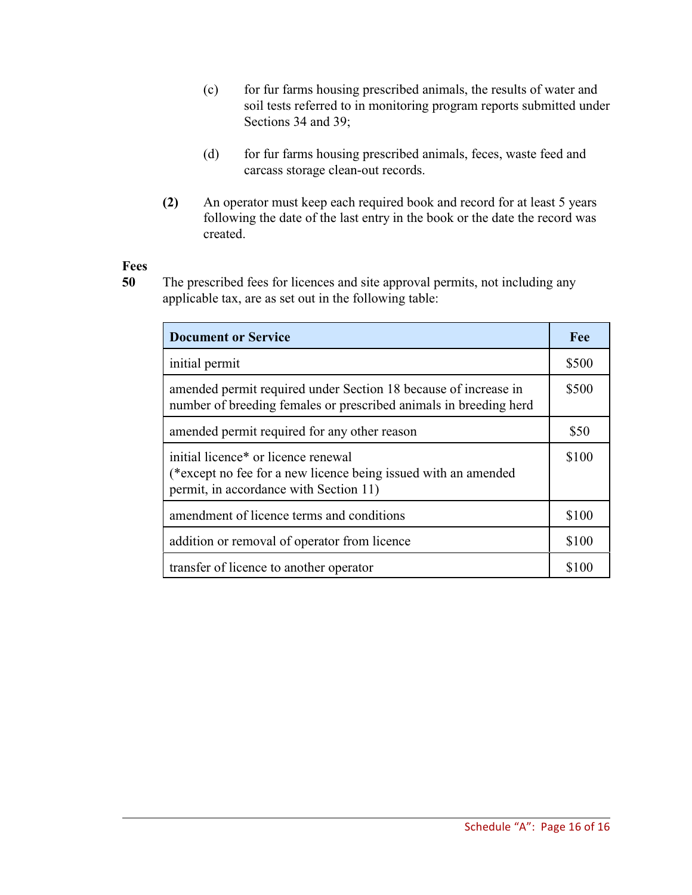(c) for fur farms housing prescribed animals, the results of water and soil tests referred to in monitoring program reports submitted under Sections 34 and 39;

(d) for fur farms housing prescribed animals, feces, waste feed and carcass storage clean-out records.

**(2)** An operator must keep each required book and record for at least 5 years following the date of the last entry in the book or the date the record was created.

**Fees**

**50** The prescribed fees for licences and site approval permits, not including any applicable tax, are as set out in the following table:

| Document or Service | Fee |
|---|---|
| initial permit | $500 |
| amended permit required under Section 18 because of increase in number of breeding females or prescribed animals in breeding herd | $500 |
| amended permit required for any other reason | $50 |
| initial licence* or licence renewal (*except no fee for a new licence being issued with an amended permit, in accordance with Section 11) | $100 |
| amendment of licence terms and conditions | $100 |
| addition or removal of operator from licence | $100 |
| transfer of licence to another operator | $100 |